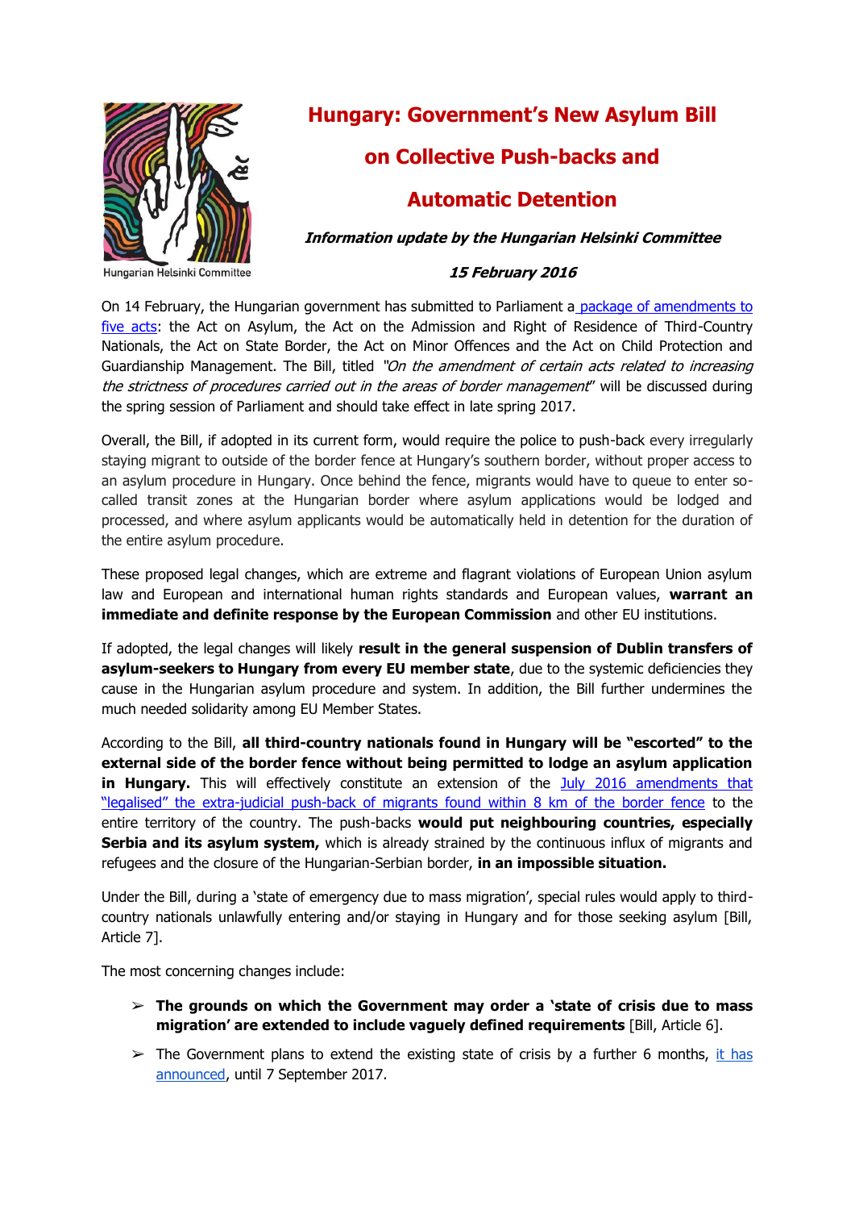# Hungary: Government's New Asylum Bill on Collective Push-backs and Automatic Detention

***Information update by the Hungarian Helsinki Committee***

***15 February 2016***

On 14 February, the Hungarian government has submitted to Parliament a package of amendments to five acts: the Act on Asylum, the Act on the Admission and Right of Residence of Third-Country Nationals, the Act on State Border, the Act on Minor Offences and the Act on Child Protection and Guardianship Management. The Bill, titled *"On the amendment of certain acts related to increasing the strictness of procedures carried out in the areas of border management"* will be discussed during the spring session of Parliament and should take effect in late spring 2017.

Overall, the Bill, if adopted in its current form, would require the police to push-back every irregularly staying migrant to outside of the border fence at Hungary's southern border, without proper access to an asylum procedure in Hungary. Once behind the fence, migrants would have to queue to enter so-called transit zones at the Hungarian border where asylum applications would be lodged and processed, and where asylum applicants would be automatically held in detention for the duration of the entire asylum procedure.

These proposed legal changes, which are extreme and flagrant violations of European Union asylum law and European and international human rights standards and European values, **warrant an immediate and definite response by the European Commission** and other EU institutions.

If adopted, the legal changes will likely **result in the general suspension of Dublin transfers of asylum-seekers to Hungary from every EU member state**, due to the systemic deficiencies they cause in the Hungarian asylum procedure and system. In addition, the Bill further undermines the much needed solidarity among EU Member States.

According to the Bill, **all third-country nationals found in Hungary will be "escorted" to the external side of the border fence without being permitted to lodge an asylum application in Hungary.** This will effectively constitute an extension of the July 2016 amendments that "legalised" the extra-judicial push-back of migrants found within 8 km of the border fence to the entire territory of the country. The push-backs **would put neighbouring countries, especially Serbia and its asylum system,** which is already strained by the continuous influx of migrants and refugees and the closure of the Hungarian-Serbian border, **in an impossible situation.**

Under the Bill, during a 'state of emergency due to mass migration', special rules would apply to third-country nationals unlawfully entering and/or staying in Hungary and for those seeking asylum [Bill, Article 7].

The most concerning changes include:

- **The grounds on which the Government may order a 'state of crisis due to mass migration' are extended to include vaguely defined requirements** [Bill, Article 6].
- The Government plans to extend the existing state of crisis by a further 6 months, it has announced, until 7 September 2017.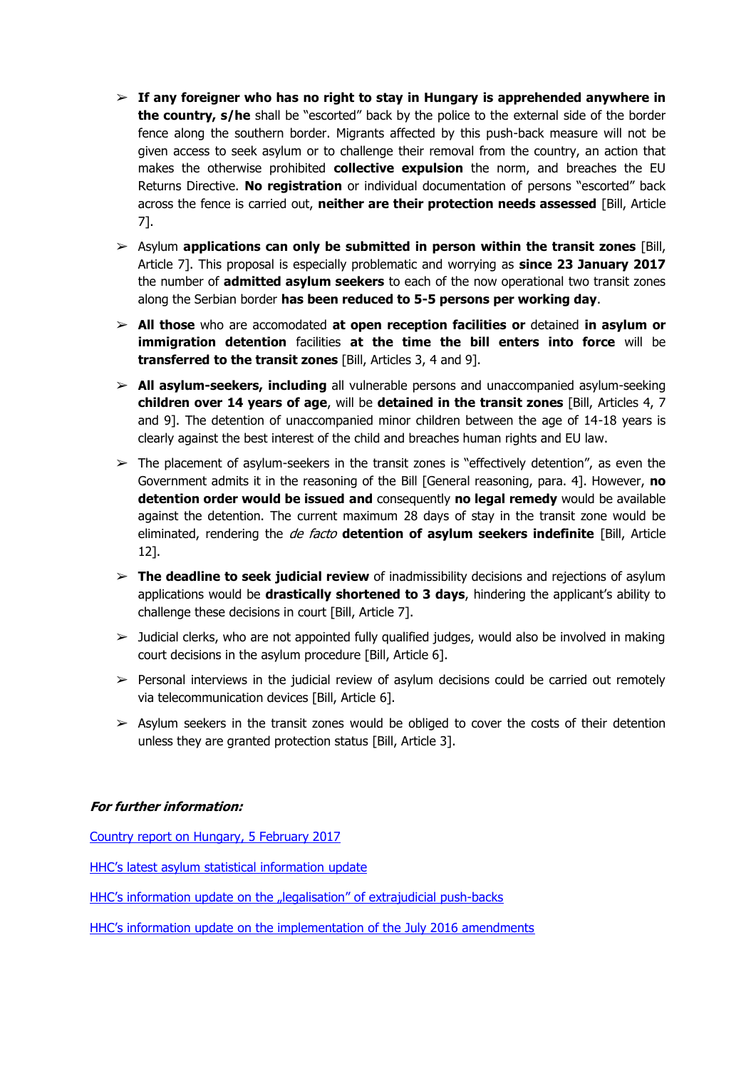- **If any foreigner who has no right to stay in Hungary is apprehended anywhere in the country, s/he** shall be "escorted" back by the police to the external side of the border fence along the southern border. Migrants affected by this push-back measure will not be given access to seek asylum or to challenge their removal from the country, an action that makes the otherwise prohibited **collective expulsion** the norm, and breaches the EU Returns Directive. **No registration** or individual documentation of persons "escorted" back across the fence is carried out, **neither are their protection needs assessed** [Bill, Article 7].
- Asylum **applications can only be submitted in person within the transit zones** [Bill, Article 7]. This proposal is especially problematic and worrying as **since 23 January 2017** the number of **admitted asylum seekers** to each of the now operational two transit zones along the Serbian border **has been reduced to 5-5 persons per working day**.
- **All those** who are accomodated **at open reception facilities or** detained **in asylum or immigration detention** facilities **at the time the bill enters into force** will be **transferred to the transit zones** [Bill, Articles 3, 4 and 9].
- **All asylum-seekers, including** all vulnerable persons and unaccompanied asylum-seeking **children over 14 years of age**, will be **detained in the transit zones** [Bill, Articles 4, 7 and 9]. The detention of unaccompanied minor children between the age of 14-18 years is clearly against the best interest of the child and breaches human rights and EU law.
- The placement of asylum-seekers in the transit zones is "effectively detention", as even the Government admits it in the reasoning of the Bill [General reasoning, para. 4]. However, **no detention order would be issued and** consequently **no legal remedy** would be available against the detention. The current maximum 28 days of stay in the transit zone would be eliminated, rendering the *de facto* **detention of asylum seekers indefinite** [Bill, Article 12].
- **The deadline to seek judicial review** of inadmissibility decisions and rejections of asylum applications would be **drastically shortened to 3 days**, hindering the applicant's ability to challenge these decisions in court [Bill, Article 7].
- Judicial clerks, who are not appointed fully qualified judges, would also be involved in making court decisions in the asylum procedure [Bill, Article 6].
- Personal interviews in the judicial review of asylum decisions could be carried out remotely via telecommunication devices [Bill, Article 6].
- Asylum seekers in the transit zones would be obliged to cover the costs of their detention unless they are granted protection status [Bill, Article 3].

***For further information:***

Country report on Hungary, 5 February 2017

HHC's latest asylum statistical information update

HHC's information update on the „legalisation" of extrajudicial push-backs

HHC's information update on the implementation of the July 2016 amendments